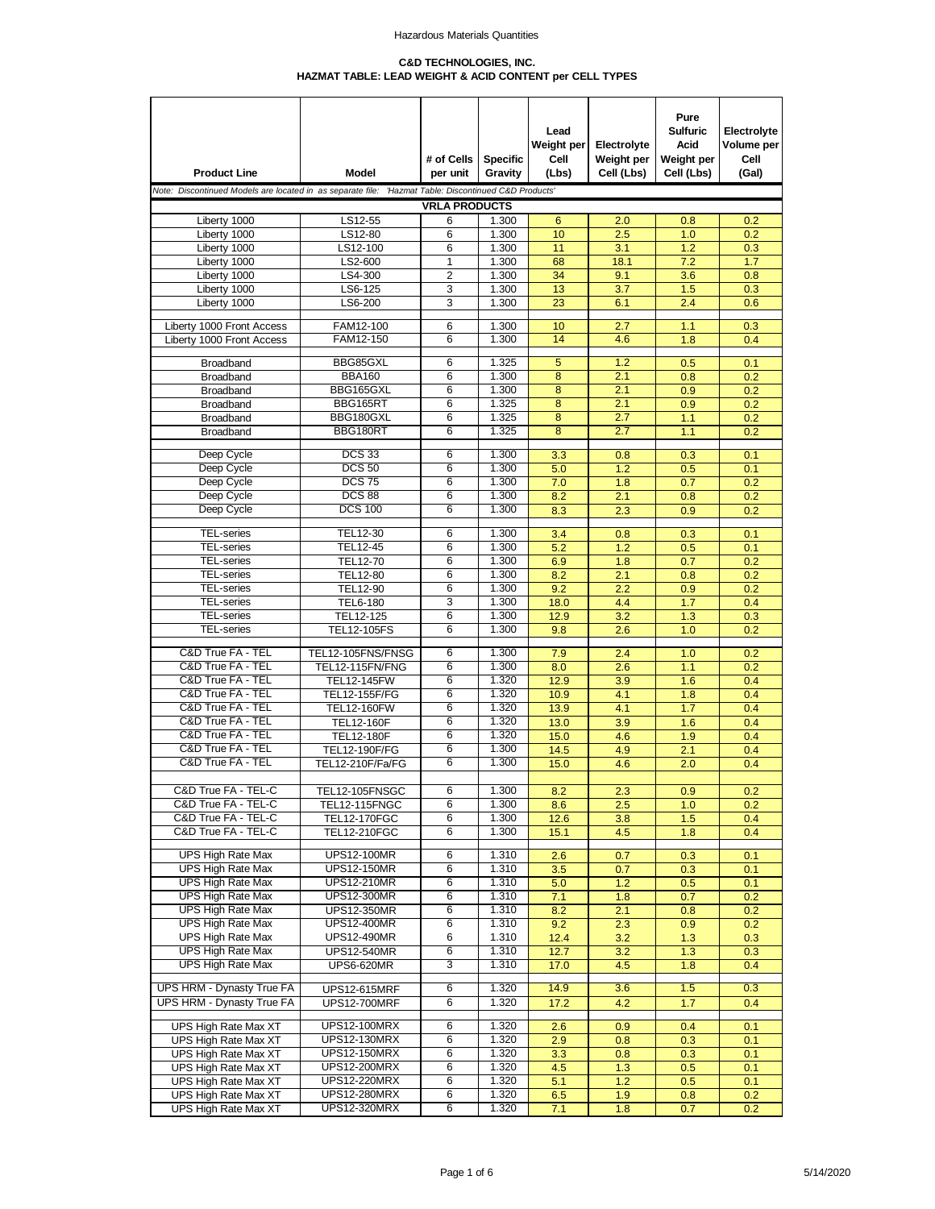**C&D TECHNOLOGIES, INC.**
**HAZMAT TABLE: LEAD WEIGHT & ACID CONTENT per CELL TYPES**

| Product Line | Model | # of Cells per unit | Specific Gravity | Lead Weight per Cell (Lbs) | Electrolyte Weight per Cell (Lbs) | Pure Sulfuric Acid Weight per Cell (Lbs) | Electrolyte Volume per Cell (Gal) |
|---|---|---|---|---|---|---|---|
| *Note: Discontinued Models are located in as separate file: 'Hazmat Table: Discontinued C&D Products'* | | | | | | | |
| **VRLA PRODUCTS** | | | | | | | |
| Liberty 1000 | LS12-55 | 6 | 1.300 | 6 | 2.0 | 0.8 | 0.2 |
| Liberty 1000 | LS12-80 | 6 | 1.300 | 10 | 2.5 | 1.0 | 0.2 |
| Liberty 1000 | LS12-100 | 6 | 1.300 | 11 | 3.1 | 1.2 | 0.3 |
| Liberty 1000 | LS2-600 | 1 | 1.300 | 68 | 18.1 | 7.2 | 1.7 |
| Liberty 1000 | LS4-300 | 2 | 1.300 | 34 | 9.1 | 3.6 | 0.8 |
| Liberty 1000 | LS6-125 | 3 | 1.300 | 13 | 3.7 | 1.5 | 0.3 |
| Liberty 1000 | LS6-200 | 3 | 1.300 | 23 | 6.1 | 2.4 | 0.6 |
| | | | | | | | |
| Liberty 1000 Front Access | FAM12-100 | 6 | 1.300 | 10 | 2.7 | 1.1 | 0.3 |
| Liberty 1000 Front Access | FAM12-150 | 6 | 1.300 | 14 | 4.6 | 1.8 | 0.4 |
| | | | | | | | |
| Broadband | BBG85GXL | 6 | 1.325 | 5 | 1.2 | 0.5 | 0.1 |
| Broadband | BBA160 | 6 | 1.300 | 8 | 2.1 | 0.8 | 0.2 |
| Broadband | BBG165GXL | 6 | 1.300 | 8 | 2.1 | 0.9 | 0.2 |
| Broadband | BBG165RT | 6 | 1.325 | 8 | 2.1 | 0.9 | 0.2 |
| Broadband | BBG180GXL | 6 | 1.325 | 8 | 2.7 | 1.1 | 0.2 |
| Broadband | BBG180RT | 6 | 1.325 | 8 | 2.7 | 1.1 | 0.2 |
| | | | | | | | |
| Deep Cycle | DCS 33 | 6 | 1.300 | 3.3 | 0.8 | 0.3 | 0.1 |
| Deep Cycle | DCS 50 | 6 | 1.300 | 5.0 | 1.2 | 0.5 | 0.1 |
| Deep Cycle | DCS 75 | 6 | 1.300 | 7.0 | 1.8 | 0.7 | 0.2 |
| Deep Cycle | DCS 88 | 6 | 1.300 | 8.2 | 2.1 | 0.8 | 0.2 |
| Deep Cycle | DCS 100 | 6 | 1.300 | 8.3 | 2.3 | 0.9 | 0.2 |
| | | | | | | | |
| TEL-series | TEL12-30 | 6 | 1.300 | 3.4 | 0.8 | 0.3 | 0.1 |
| TEL-series | TEL12-45 | 6 | 1.300 | 5.2 | 1.2 | 0.5 | 0.1 |
| TEL-series | TEL12-70 | 6 | 1.300 | 6.9 | 1.8 | 0.7 | 0.2 |
| TEL-series | TEL12-80 | 6 | 1.300 | 8.2 | 2.1 | 0.8 | 0.2 |
| TEL-series | TEL12-90 | 6 | 1.300 | 9.2 | 2.2 | 0.9 | 0.2 |
| TEL-series | TEL6-180 | 3 | 1.300 | 18.0 | 4.4 | 1.7 | 0.4 |
| TEL-series | TEL12-125 | 6 | 1.300 | 12.9 | 3.2 | 1.3 | 0.3 |
| TEL-series | TEL12-105FS | 6 | 1.300 | 9.8 | 2.6 | 1.0 | 0.2 |
| | | | | | | | |
| C&D True FA - TEL | TEL12-105FNS/FNSG | 6 | 1.300 | 7.9 | 2.4 | 1.0 | 0.2 |
| C&D True FA - TEL | TEL12-115FN/FNG | 6 | 1.300 | 8.0 | 2.6 | 1.1 | 0.2 |
| C&D True FA - TEL | TEL12-145FW | 6 | 1.320 | 12.9 | 3.9 | 1.6 | 0.4 |
| C&D True FA - TEL | TEL12-155F/FG | 6 | 1.320 | 10.9 | 4.1 | 1.8 | 0.4 |
| C&D True FA - TEL | TEL12-160FW | 6 | 1.320 | 13.9 | 4.1 | 1.7 | 0.4 |
| C&D True FA - TEL | TEL12-160F | 6 | 1.320 | 13.0 | 3.9 | 1.6 | 0.4 |
| C&D True FA - TEL | TEL12-180F | 6 | 1.320 | 15.0 | 4.6 | 1.9 | 0.4 |
| C&D True FA - TEL | TEL12-190F/FG | 6 | 1.300 | 14.5 | 4.9 | 2.1 | 0.4 |
| C&D True FA - TEL | TEL12-210F/Fa/FG | 6 | 1.300 | 15.0 | 4.6 | 2.0 | 0.4 |
| | | | | | | | |
| C&D True FA - TEL-C | TEL12-105FNSGC | 6 | 1.300 | 8.2 | 2.3 | 0.9 | 0.2 |
| C&D True FA - TEL-C | TEL12-115FNGC | 6 | 1.300 | 8.6 | 2.5 | 1.0 | 0.2 |
| C&D True FA - TEL-C | TEL12-170FGC | 6 | 1.300 | 12.6 | 3.8 | 1.5 | 0.4 |
| C&D True FA - TEL-C | TEL12-210FGC | 6 | 1.300 | 15.1 | 4.5 | 1.8 | 0.4 |
| | | | | | | | |
| UPS High Rate Max | UPS12-100MR | 6 | 1.310 | 2.6 | 0.7 | 0.3 | 0.1 |
| UPS High Rate Max | UPS12-150MR | 6 | 1.310 | 3.5 | 0.7 | 0.3 | 0.1 |
| UPS High Rate Max | UPS12-210MR | 6 | 1.310 | 5.0 | 1.2 | 0.5 | 0.1 |
| UPS High Rate Max | UPS12-300MR | 6 | 1.310 | 7.1 | 1.8 | 0.7 | 0.2 |
| UPS High Rate Max | UPS12-350MR | 6 | 1.310 | 8.2 | 2.1 | 0.8 | 0.2 |
| UPS High Rate Max | UPS12-400MR | 6 | 1.310 | 9.2 | 2.3 | 0.9 | 0.2 |
| UPS High Rate Max | UPS12-490MR | 6 | 1.310 | 12.4 | 3.2 | 1.3 | 0.3 |
| UPS High Rate Max | UPS12-540MR | 6 | 1.310 | 12.7 | 3.2 | 1.3 | 0.3 |
| UPS High Rate Max | UPS6-620MR | 3 | 1.310 | 17.0 | 4.5 | 1.8 | 0.4 |
| | | | | | | | |
| UPS HRM - Dynasty True FA | UPS12-615MRF | 6 | 1.320 | 14.9 | 3.6 | 1.5 | 0.3 |
| UPS HRM - Dynasty True FA | UPS12-700MRF | 6 | 1.320 | 17.2 | 4.2 | 1.7 | 0.4 |
| | | | | | | | |
| UPS High Rate Max XT | UPS12-100MRX | 6 | 1.320 | 2.6 | 0.9 | 0.4 | 0.1 |
| UPS High Rate Max XT | UPS12-130MRX | 6 | 1.320 | 2.9 | 0.8 | 0.3 | 0.1 |
| UPS High Rate Max XT | UPS12-150MRX | 6 | 1.320 | 3.3 | 0.8 | 0.3 | 0.1 |
| UPS High Rate Max XT | UPS12-200MRX | 6 | 1.320 | 4.5 | 1.3 | 0.5 | 0.1 |
| UPS High Rate Max XT | UPS12-220MRX | 6 | 1.320 | 5.1 | 1.2 | 0.5 | 0.1 |
| UPS High Rate Max XT | UPS12-280MRX | 6 | 1.320 | 6.5 | 1.9 | 0.8 | 0.2 |
| UPS High Rate Max XT | UPS12-320MRX | 6 | 1.320 | 7.1 | 1.8 | 0.7 | 0.2 |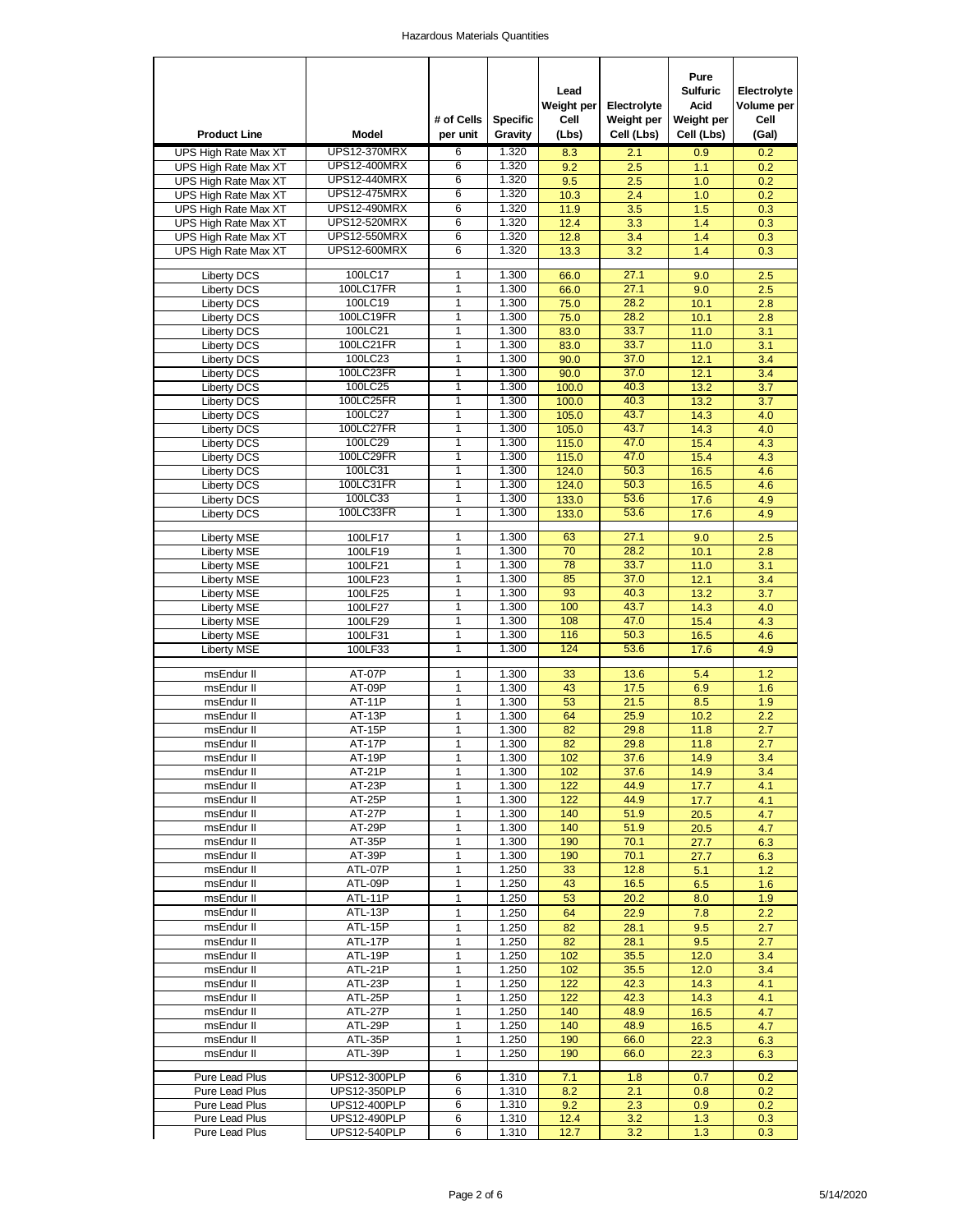| Product Line | Model | # of Cells per unit | Specific Gravity | Lead Weight per Cell (Lbs) | Electrolyte Weight per Cell (Lbs) | Pure Sulfuric Acid Weight per Cell (Lbs) | Electrolyte Volume per Cell (Gal) |
|---|---|---|---|---|---|---|---|
| UPS High Rate Max XT | UPS12-370MRX | 6 | 1.320 | 8.3 | 2.1 | 0.9 | 0.2 |
| UPS High Rate Max XT | UPS12-400MRX | 6 | 1.320 | 9.2 | 2.5 | 1.1 | 0.2 |
| UPS High Rate Max XT | UPS12-440MRX | 6 | 1.320 | 9.5 | 2.5 | 1.0 | 0.2 |
| UPS High Rate Max XT | UPS12-475MRX | 6 | 1.320 | 10.3 | 2.4 | 1.0 | 0.2 |
| UPS High Rate Max XT | UPS12-490MRX | 6 | 1.320 | 11.9 | 3.5 | 1.5 | 0.3 |
| UPS High Rate Max XT | UPS12-520MRX | 6 | 1.320 | 12.4 | 3.3 | 1.4 | 0.3 |
| UPS High Rate Max XT | UPS12-550MRX | 6 | 1.320 | 12.8 | 3.4 | 1.4 | 0.3 |
| UPS High Rate Max XT | UPS12-600MRX | 6 | 1.320 | 13.3 | 3.2 | 1.4 | 0.3 |
| | | | | | | | |
| Liberty DCS | 100LC17 | 1 | 1.300 | 66.0 | 27.1 | 9.0 | 2.5 |
| Liberty DCS | 100LC17FR | 1 | 1.300 | 66.0 | 27.1 | 9.0 | 2.5 |
| Liberty DCS | 100LC19 | 1 | 1.300 | 75.0 | 28.2 | 10.1 | 2.8 |
| Liberty DCS | 100LC19FR | 1 | 1.300 | 75.0 | 28.2 | 10.1 | 2.8 |
| Liberty DCS | 100LC21 | 1 | 1.300 | 83.0 | 33.7 | 11.0 | 3.1 |
| Liberty DCS | 100LC21FR | 1 | 1.300 | 83.0 | 33.7 | 11.0 | 3.1 |
| Liberty DCS | 100LC23 | 1 | 1.300 | 90.0 | 37.0 | 12.1 | 3.4 |
| Liberty DCS | 100LC23FR | 1 | 1.300 | 90.0 | 37.0 | 12.1 | 3.4 |
| Liberty DCS | 100LC25 | 1 | 1.300 | 100.0 | 40.3 | 13.2 | 3.7 |
| Liberty DCS | 100LC25FR | 1 | 1.300 | 100.0 | 40.3 | 13.2 | 3.7 |
| Liberty DCS | 100LC27 | 1 | 1.300 | 105.0 | 43.7 | 14.3 | 4.0 |
| Liberty DCS | 100LC27FR | 1 | 1.300 | 105.0 | 43.7 | 14.3 | 4.0 |
| Liberty DCS | 100LC29 | 1 | 1.300 | 115.0 | 47.0 | 15.4 | 4.3 |
| Liberty DCS | 100LC29FR | 1 | 1.300 | 115.0 | 47.0 | 15.4 | 4.3 |
| Liberty DCS | 100LC31 | 1 | 1.300 | 124.0 | 50.3 | 16.5 | 4.6 |
| Liberty DCS | 100LC31FR | 1 | 1.300 | 124.0 | 50.3 | 16.5 | 4.6 |
| Liberty DCS | 100LC33 | 1 | 1.300 | 133.0 | 53.6 | 17.6 | 4.9 |
| Liberty DCS | 100LC33FR | 1 | 1.300 | 133.0 | 53.6 | 17.6 | 4.9 |
| | | | | | | | |
| Liberty MSE | 100LF17 | 1 | 1.300 | 63 | 27.1 | 9.0 | 2.5 |
| Liberty MSE | 100LF19 | 1 | 1.300 | 70 | 28.2 | 10.1 | 2.8 |
| Liberty MSE | 100LF21 | 1 | 1.300 | 78 | 33.7 | 11.0 | 3.1 |
| Liberty MSE | 100LF23 | 1 | 1.300 | 85 | 37.0 | 12.1 | 3.4 |
| Liberty MSE | 100LF25 | 1 | 1.300 | 93 | 40.3 | 13.2 | 3.7 |
| Liberty MSE | 100LF27 | 1 | 1.300 | 100 | 43.7 | 14.3 | 4.0 |
| Liberty MSE | 100LF29 | 1 | 1.300 | 108 | 47.0 | 15.4 | 4.3 |
| Liberty MSE | 100LF31 | 1 | 1.300 | 116 | 50.3 | 16.5 | 4.6 |
| Liberty MSE | 100LF33 | 1 | 1.300 | 124 | 53.6 | 17.6 | 4.9 |
| | | | | | | | |
| msEndur II | AT-07P | 1 | 1.300 | 33 | 13.6 | 5.4 | 1.2 |
| msEndur II | AT-09P | 1 | 1.300 | 43 | 17.5 | 6.9 | 1.6 |
| msEndur II | AT-11P | 1 | 1.300 | 53 | 21.5 | 8.5 | 1.9 |
| msEndur II | AT-13P | 1 | 1.300 | 64 | 25.9 | 10.2 | 2.2 |
| msEndur II | AT-15P | 1 | 1.300 | 82 | 29.8 | 11.8 | 2.7 |
| msEndur II | AT-17P | 1 | 1.300 | 82 | 29.8 | 11.8 | 2.7 |
| msEndur II | AT-19P | 1 | 1.300 | 102 | 37.6 | 14.9 | 3.4 |
| msEndur II | AT-21P | 1 | 1.300 | 102 | 37.6 | 14.9 | 3.4 |
| msEndur II | AT-23P | 1 | 1.300 | 122 | 44.9 | 17.7 | 4.1 |
| msEndur II | AT-25P | 1 | 1.300 | 122 | 44.9 | 17.7 | 4.1 |
| msEndur II | AT-27P | 1 | 1.300 | 140 | 51.9 | 20.5 | 4.7 |
| msEndur II | AT-29P | 1 | 1.300 | 140 | 51.9 | 20.5 | 4.7 |
| msEndur II | AT-35P | 1 | 1.300 | 190 | 70.1 | 27.7 | 6.3 |
| msEndur II | AT-39P | 1 | 1.300 | 190 | 70.1 | 27.7 | 6.3 |
| msEndur II | ATL-07P | 1 | 1.250 | 33 | 12.8 | 5.1 | 1.2 |
| msEndur II | ATL-09P | 1 | 1.250 | 43 | 16.5 | 6.5 | 1.6 |
| msEndur II | ATL-11P | 1 | 1.250 | 53 | 20.2 | 8.0 | 1.9 |
| msEndur II | ATL-13P | 1 | 1.250 | 64 | 22.9 | 7.8 | 2.2 |
| msEndur II | ATL-15P | 1 | 1.250 | 82 | 28.1 | 9.5 | 2.7 |
| msEndur II | ATL-17P | 1 | 1.250 | 82 | 28.1 | 9.5 | 2.7 |
| msEndur II | ATL-19P | 1 | 1.250 | 102 | 35.5 | 12.0 | 3.4 |
| msEndur II | ATL-21P | 1 | 1.250 | 102 | 35.5 | 12.0 | 3.4 |
| msEndur II | ATL-23P | 1 | 1.250 | 122 | 42.3 | 14.3 | 4.1 |
| msEndur II | ATL-25P | 1 | 1.250 | 122 | 42.3 | 14.3 | 4.1 |
| msEndur II | ATL-27P | 1 | 1.250 | 140 | 48.9 | 16.5 | 4.7 |
| msEndur II | ATL-29P | 1 | 1.250 | 140 | 48.9 | 16.5 | 4.7 |
| msEndur II | ATL-35P | 1 | 1.250 | 190 | 66.0 | 22.3 | 6.3 |
| msEndur II | ATL-39P | 1 | 1.250 | 190 | 66.0 | 22.3 | 6.3 |
| | | | | | | | |
| Pure Lead Plus | UPS12-300PLP | 6 | 1.310 | 7.1 | 1.8 | 0.7 | 0.2 |
| Pure Lead Plus | UPS12-350PLP | 6 | 1.310 | 8.2 | 2.1 | 0.8 | 0.2 |
| Pure Lead Plus | UPS12-400PLP | 6 | 1.310 | 9.2 | 2.3 | 0.9 | 0.2 |
| Pure Lead Plus | UPS12-490PLP | 6 | 1.310 | 12.4 | 3.2 | 1.3 | 0.3 |
| Pure Lead Plus | UPS12-540PLP | 6 | 1.310 | 12.7 | 3.2 | 1.3 | 0.3 |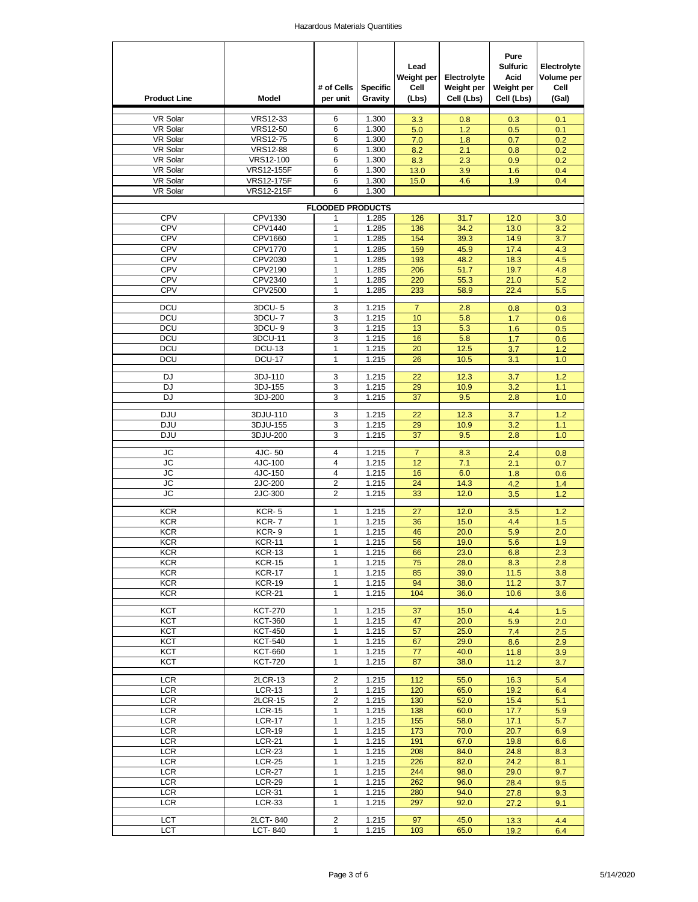# Hazardous Materials Quantities

| Product Line | Model | # of Cells per unit | Specific Gravity | Lead Weight per Cell (Lbs) | Electrolyte Weight per Cell (Lbs) | Pure Sulfuric Acid Weight per Cell (Lbs) | Electrolyte Volume per Cell (Gal) |
|---|---|---|---|---|---|---|---|
| VR Solar | VRS12-33 | 6 | 1.300 | 3.3 | 0.8 | 0.3 | 0.1 |
| VR Solar | VRS12-50 | 6 | 1.300 | 5.0 | 1.2 | 0.5 | 0.1 |
| VR Solar | VRS12-75 | 6 | 1.300 | 7.0 | 1.8 | 0.7 | 0.2 |
| VR Solar | VRS12-88 | 6 | 1.300 | 8.2 | 2.1 | 0.8 | 0.2 |
| VR Solar | VRS12-100 | 6 | 1.300 | 8.3 | 2.3 | 0.9 | 0.2 |
| VR Solar | VRS12-155F | 6 | 1.300 | 13.0 | 3.9 | 1.6 | 0.4 |
| VR Solar | VRS12-175F | 6 | 1.300 | 15.0 | 4.6 | 1.9 | 0.4 |
| VR Solar | VRS12-215F | 6 | 1.300 | | | | |
| | | **FLOODED PRODUCTS** | | | | | |
| CPV | CPV1330 | 1 | 1.285 | 126 | 31.7 | 12.0 | 3.0 |
| CPV | CPV1440 | 1 | 1.285 | 136 | 34.2 | 13.0 | 3.2 |
| CPV | CPV1660 | 1 | 1.285 | 154 | 39.3 | 14.9 | 3.7 |
| CPV | CPV1770 | 1 | 1.285 | 159 | 45.9 | 17.4 | 4.3 |
| CPV | CPV2030 | 1 | 1.285 | 193 | 48.2 | 18.3 | 4.5 |
| CPV | CPV2190 | 1 | 1.285 | 206 | 51.7 | 19.7 | 4.8 |
| CPV | CPV2340 | 1 | 1.285 | 220 | 55.3 | 21.0 | 5.2 |
| CPV | CPV2500 | 1 | 1.285 | 233 | 58.9 | 22.4 | 5.5 |
| DCU | 3DCU- 5 | 3 | 1.215 | 7 | 2.8 | 0.8 | 0.3 |
| DCU | 3DCU- 7 | 3 | 1.215 | 10 | 5.8 | 1.7 | 0.6 |
| DCU | 3DCU- 9 | 3 | 1.215 | 13 | 5.3 | 1.6 | 0.5 |
| DCU | 3DCU-11 | 3 | 1.215 | 16 | 5.8 | 1.7 | 0.6 |
| DCU | DCU-13 | 1 | 1.215 | 20 | 12.5 | 3.7 | 1.2 |
| DCU | DCU-17 | 1 | 1.215 | 26 | 10.5 | 3.1 | 1.0 |
| DJ | 3DJ-110 | 3 | 1.215 | 22 | 12.3 | 3.7 | 1.2 |
| DJ | 3DJ-155 | 3 | 1.215 | 29 | 10.9 | 3.2 | 1.1 |
| DJ | 3DJ-200 | 3 | 1.215 | 37 | 9.5 | 2.8 | 1.0 |
| DJU | 3DJU-110 | 3 | 1.215 | 22 | 12.3 | 3.7 | 1.2 |
| DJU | 3DJU-155 | 3 | 1.215 | 29 | 10.9 | 3.2 | 1.1 |
| DJU | 3DJU-200 | 3 | 1.215 | 37 | 9.5 | 2.8 | 1.0 |
| JC | 4JC- 50 | 4 | 1.215 | 7 | 8.3 | 2.4 | 0.8 |
| JC | 4JC-100 | 4 | 1.215 | 12 | 7.1 | 2.1 | 0.7 |
| JC | 4JC-150 | 4 | 1.215 | 16 | 6.0 | 1.8 | 0.6 |
| JC | 2JC-200 | 2 | 1.215 | 24 | 14.3 | 4.2 | 1.4 |
| JC | 2JC-300 | 2 | 1.215 | 33 | 12.0 | 3.5 | 1.2 |
| KCR | KCR- 5 | 1 | 1.215 | 27 | 12.0 | 3.5 | 1.2 |
| KCR | KCR- 7 | 1 | 1.215 | 36 | 15.0 | 4.4 | 1.5 |
| KCR | KCR- 9 | 1 | 1.215 | 46 | 20.0 | 5.9 | 2.0 |
| KCR | KCR-11 | 1 | 1.215 | 56 | 19.0 | 5.6 | 1.9 |
| KCR | KCR-13 | 1 | 1.215 | 66 | 23.0 | 6.8 | 2.3 |
| KCR | KCR-15 | 1 | 1.215 | 75 | 28.0 | 8.3 | 2.8 |
| KCR | KCR-17 | 1 | 1.215 | 85 | 39.0 | 11.5 | 3.8 |
| KCR | KCR-19 | 1 | 1.215 | 94 | 38.0 | 11.2 | 3.7 |
| KCR | KCR-21 | 1 | 1.215 | 104 | 36.0 | 10.6 | 3.6 |
| KCT | KCT-270 | 1 | 1.215 | 37 | 15.0 | 4.4 | 1.5 |
| KCT | KCT-360 | 1 | 1.215 | 47 | 20.0 | 5.9 | 2.0 |
| KCT | KCT-450 | 1 | 1.215 | 57 | 25.0 | 7.4 | 2.5 |
| KCT | KCT-540 | 1 | 1.215 | 67 | 29.0 | 8.6 | 2.9 |
| KCT | KCT-660 | 1 | 1.215 | 77 | 40.0 | 11.8 | 3.9 |
| KCT | KCT-720 | 1 | 1.215 | 87 | 38.0 | 11.2 | 3.7 |
| LCR | 2LCR-13 | 2 | 1.215 | 112 | 55.0 | 16.3 | 5.4 |
| LCR | LCR-13 | 1 | 1.215 | 120 | 65.0 | 19.2 | 6.4 |
| LCR | 2LCR-15 | 2 | 1.215 | 130 | 52.0 | 15.4 | 5.1 |
| LCR | LCR-15 | 1 | 1.215 | 138 | 60.0 | 17.7 | 5.9 |
| LCR | LCR-17 | 1 | 1.215 | 155 | 58.0 | 17.1 | 5.7 |
| LCR | LCR-19 | 1 | 1.215 | 173 | 70.0 | 20.7 | 6.9 |
| LCR | LCR-21 | 1 | 1.215 | 191 | 67.0 | 19.8 | 6.6 |
| LCR | LCR-23 | 1 | 1.215 | 208 | 84.0 | 24.8 | 8.3 |
| LCR | LCR-25 | 1 | 1.215 | 226 | 82.0 | 24.2 | 8.1 |
| LCR | LCR-27 | 1 | 1.215 | 244 | 98.0 | 29.0 | 9.7 |
| LCR | LCR-29 | 1 | 1.215 | 262 | 96.0 | 28.4 | 9.5 |
| LCR | LCR-31 | 1 | 1.215 | 280 | 94.0 | 27.8 | 9.3 |
| LCR | LCR-33 | 1 | 1.215 | 297 | 92.0 | 27.2 | 9.1 |
| LCT | 2LCT- 840 | 2 | 1.215 | 97 | 45.0 | 13.3 | 4.4 |
| LCT | LCT- 840 | 1 | 1.215 | 103 | 65.0 | 19.2 | 6.4 |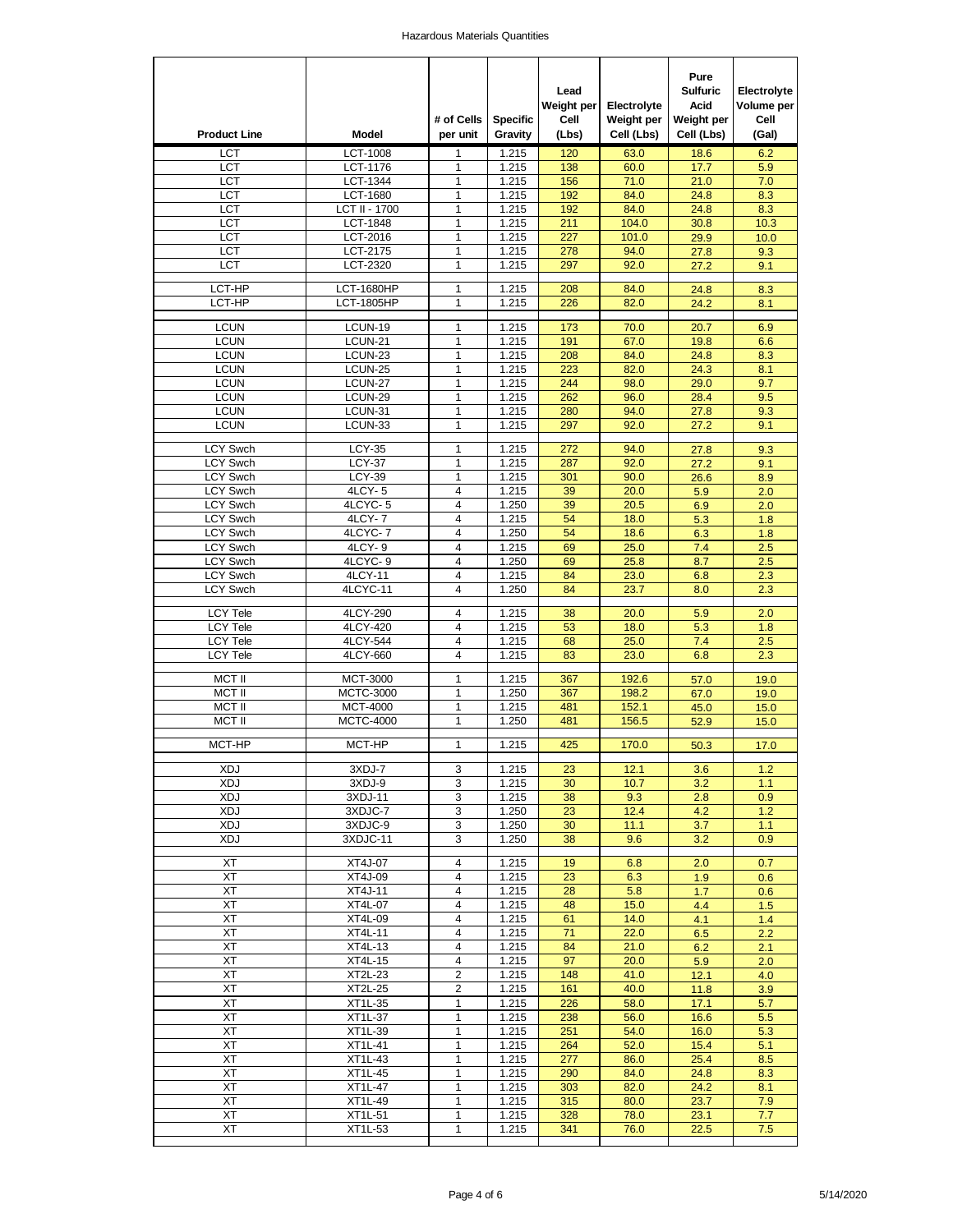| Product Line | Model | # of Cells per unit | Specific Gravity | Lead Weight per Cell (Lbs) | Electrolyte Weight per Cell (Lbs) | Pure Sulfuric Acid Weight per Cell (Lbs) | Electrolyte Volume per Cell (Gal) |
|---|---|---|---|---|---|---|---|
| LCT | LCT-1008 | 1 | 1.215 | 120 | 63.0 | 18.6 | 6.2 |
| LCT | LCT-1176 | 1 | 1.215 | 138 | 60.0 | 17.7 | 5.9 |
| LCT | LCT-1344 | 1 | 1.215 | 156 | 71.0 | 21.0 | 7.0 |
| LCT | LCT-1680 | 1 | 1.215 | 192 | 84.0 | 24.8 | 8.3 |
| LCT | LCT II - 1700 | 1 | 1.215 | 192 | 84.0 | 24.8 | 8.3 |
| LCT | LCT-1848 | 1 | 1.215 | 211 | 104.0 | 30.8 | 10.3 |
| LCT | LCT-2016 | 1 | 1.215 | 227 | 101.0 | 29.9 | 10.0 |
| LCT | LCT-2175 | 1 | 1.215 | 278 | 94.0 | 27.8 | 9.3 |
| LCT | LCT-2320 | 1 | 1.215 | 297 | 92.0 | 27.2 | 9.1 |
| | | | | | | | |
| LCT-HP | LCT-1680HP | 1 | 1.215 | 208 | 84.0 | 24.8 | 8.3 |
| LCT-HP | LCT-1805HP | 1 | 1.215 | 226 | 82.0 | 24.2 | 8.1 |
| | | | | | | | |
| LCUN | LCUN-19 | 1 | 1.215 | 173 | 70.0 | 20.7 | 6.9 |
| LCUN | LCUN-21 | 1 | 1.215 | 191 | 67.0 | 19.8 | 6.6 |
| LCUN | LCUN-23 | 1 | 1.215 | 208 | 84.0 | 24.8 | 8.3 |
| LCUN | LCUN-25 | 1 | 1.215 | 223 | 82.0 | 24.3 | 8.1 |
| LCUN | LCUN-27 | 1 | 1.215 | 244 | 98.0 | 29.0 | 9.7 |
| LCUN | LCUN-29 | 1 | 1.215 | 262 | 96.0 | 28.4 | 9.5 |
| LCUN | LCUN-31 | 1 | 1.215 | 280 | 94.0 | 27.8 | 9.3 |
| LCUN | LCUN-33 | 1 | 1.215 | 297 | 92.0 | 27.2 | 9.1 |
| | | | | | | | |
| LCY Swch | LCY-35 | 1 | 1.215 | 272 | 94.0 | 27.8 | 9.3 |
| LCY Swch | LCY-37 | 1 | 1.215 | 287 | 92.0 | 27.2 | 9.1 |
| LCY Swch | LCY-39 | 1 | 1.215 | 301 | 90.0 | 26.6 | 8.9 |
| LCY Swch | 4LCY- 5 | 4 | 1.215 | 39 | 20.0 | 5.9 | 2.0 |
| LCY Swch | 4LCYC- 5 | 4 | 1.250 | 39 | 20.5 | 6.9 | 2.0 |
| LCY Swch | 4LCY- 7 | 4 | 1.215 | 54 | 18.0 | 5.3 | 1.8 |
| LCY Swch | 4LCYC- 7 | 4 | 1.250 | 54 | 18.6 | 6.3 | 1.8 |
| LCY Swch | 4LCY- 9 | 4 | 1.215 | 69 | 25.0 | 7.4 | 2.5 |
| LCY Swch | 4LCYC- 9 | 4 | 1.250 | 69 | 25.8 | 8.7 | 2.5 |
| LCY Swch | 4LCY-11 | 4 | 1.215 | 84 | 23.0 | 6.8 | 2.3 |
| LCY Swch | 4LCYC-11 | 4 | 1.250 | 84 | 23.7 | 8.0 | 2.3 |
| | | | | | | | |
| LCY Tele | 4LCY-290 | 4 | 1.215 | 38 | 20.0 | 5.9 | 2.0 |
| LCY Tele | 4LCY-420 | 4 | 1.215 | 53 | 18.0 | 5.3 | 1.8 |
| LCY Tele | 4LCY-544 | 4 | 1.215 | 68 | 25.0 | 7.4 | 2.5 |
| LCY Tele | 4LCY-660 | 4 | 1.215 | 83 | 23.0 | 6.8 | 2.3 |
| | | | | | | | |
| MCT II | MCT-3000 | 1 | 1.215 | 367 | 192.6 | 57.0 | 19.0 |
| MCT II | MCTC-3000 | 1 | 1.250 | 367 | 198.2 | 67.0 | 19.0 |
| MCT II | MCT-4000 | 1 | 1.215 | 481 | 152.1 | 45.0 | 15.0 |
| MCT II | MCTC-4000 | 1 | 1.250 | 481 | 156.5 | 52.9 | 15.0 |
| | | | | | | | |
| MCT-HP | MCT-HP | 1 | 1.215 | 425 | 170.0 | 50.3 | 17.0 |
| | | | | | | | |
| XDJ | 3XDJ-7 | 3 | 1.215 | 23 | 12.1 | 3.6 | 1.2 |
| XDJ | 3XDJ-9 | 3 | 1.215 | 30 | 10.7 | 3.2 | 1.1 |
| XDJ | 3XDJ-11 | 3 | 1.215 | 38 | 9.3 | 2.8 | 0.9 |
| XDJ | 3XDJC-7 | 3 | 1.250 | 23 | 12.4 | 4.2 | 1.2 |
| XDJ | 3XDJC-9 | 3 | 1.250 | 30 | 11.1 | 3.7 | 1.1 |
| XDJ | 3XDJC-11 | 3 | 1.250 | 38 | 9.6 | 3.2 | 0.9 |
| | | | | | | | |
| XT | XT4J-07 | 4 | 1.215 | 19 | 6.8 | 2.0 | 0.7 |
| XT | XT4J-09 | 4 | 1.215 | 23 | 6.3 | 1.9 | 0.6 |
| XT | XT4J-11 | 4 | 1.215 | 28 | 5.8 | 1.7 | 0.6 |
| XT | XT4L-07 | 4 | 1.215 | 48 | 15.0 | 4.4 | 1.5 |
| XT | XT4L-09 | 4 | 1.215 | 61 | 14.0 | 4.1 | 1.4 |
| XT | XT4L-11 | 4 | 1.215 | 71 | 22.0 | 6.5 | 2.2 |
| XT | XT4L-13 | 4 | 1.215 | 84 | 21.0 | 6.2 | 2.1 |
| XT | XT4L-15 | 4 | 1.215 | 97 | 20.0 | 5.9 | 2.0 |
| XT | XT2L-23 | 2 | 1.215 | 148 | 41.0 | 12.1 | 4.0 |
| XT | XT2L-25 | 2 | 1.215 | 161 | 40.0 | 11.8 | 3.9 |
| XT | XT1L-35 | 1 | 1.215 | 226 | 58.0 | 17.1 | 5.7 |
| XT | XT1L-37 | 1 | 1.215 | 238 | 56.0 | 16.6 | 5.5 |
| XT | XT1L-39 | 1 | 1.215 | 251 | 54.0 | 16.0 | 5.3 |
| XT | XT1L-41 | 1 | 1.215 | 264 | 52.0 | 15.4 | 5.1 |
| XT | XT1L-43 | 1 | 1.215 | 277 | 86.0 | 25.4 | 8.5 |
| XT | XT1L-45 | 1 | 1.215 | 290 | 84.0 | 24.8 | 8.3 |
| XT | XT1L-47 | 1 | 1.215 | 303 | 82.0 | 24.2 | 8.1 |
| XT | XT1L-49 | 1 | 1.215 | 315 | 80.0 | 23.7 | 7.9 |
| XT | XT1L-51 | 1 | 1.215 | 328 | 78.0 | 23.1 | 7.7 |
| XT | XT1L-53 | 1 | 1.215 | 341 | 76.0 | 22.5 | 7.5 |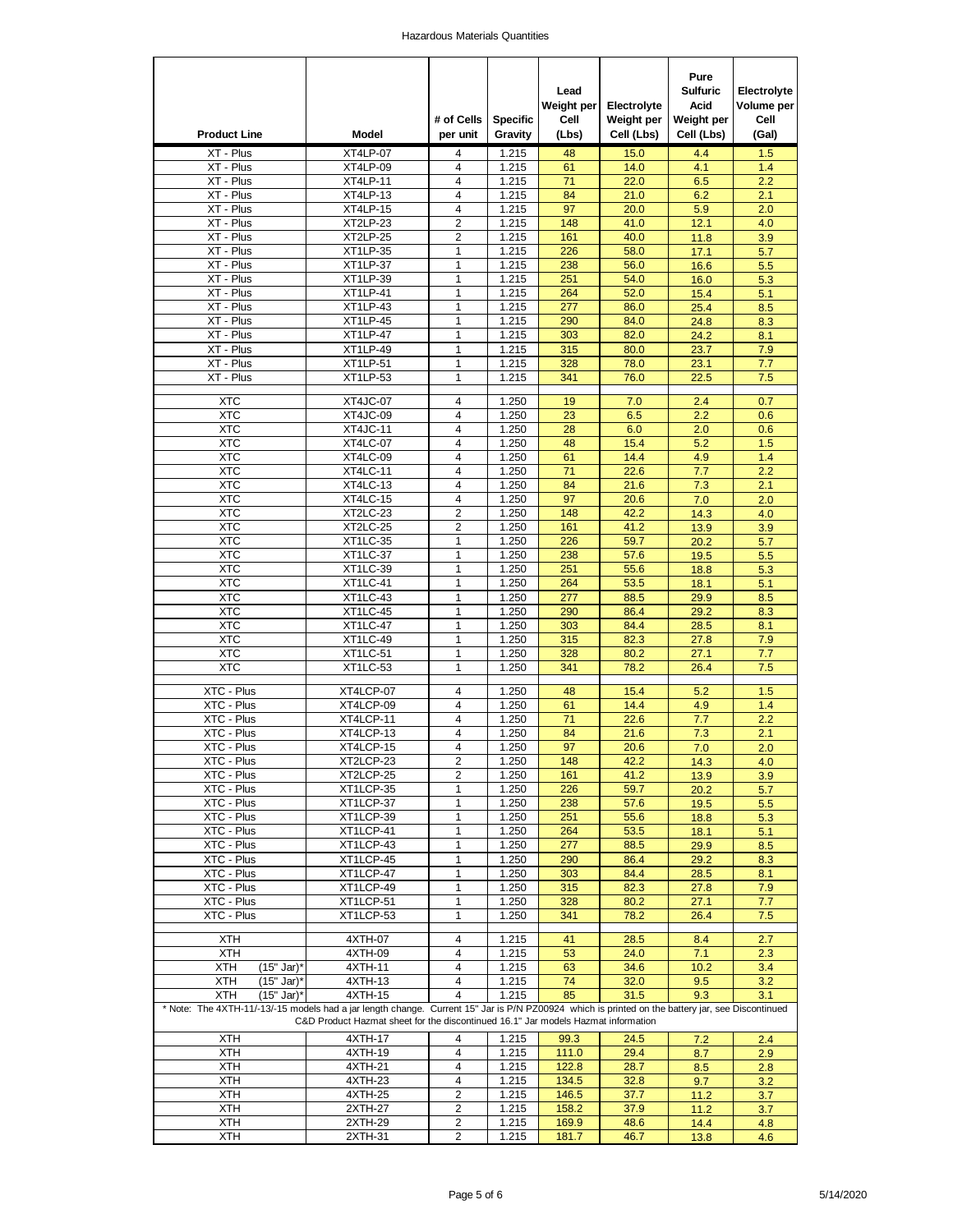| Product Line | Model | # of Cells per unit | Specific Gravity | Lead Weight per Cell (Lbs) | Electrolyte Weight per Cell (Lbs) | Pure Sulfuric Acid Weight per Cell (Lbs) | Electrolyte Volume per Cell (Gal) |
|---|---|---|---|---|---|---|---|
| XT - Plus | XT4LP-07 | 4 | 1.215 | 48 | 15.0 | 4.4 | 1.5 |
| XT - Plus | XT4LP-09 | 4 | 1.215 | 61 | 14.0 | 4.1 | 1.4 |
| XT - Plus | XT4LP-11 | 4 | 1.215 | 71 | 22.0 | 6.5 | 2.2 |
| XT - Plus | XT4LP-13 | 4 | 1.215 | 84 | 21.0 | 6.2 | 2.1 |
| XT - Plus | XT4LP-15 | 4 | 1.215 | 97 | 20.0 | 5.9 | 2.0 |
| XT - Plus | XT2LP-23 | 2 | 1.215 | 148 | 41.0 | 12.1 | 4.0 |
| XT - Plus | XT2LP-25 | 2 | 1.215 | 161 | 40.0 | 11.8 | 3.9 |
| XT - Plus | XT1LP-35 | 1 | 1.215 | 226 | 58.0 | 17.1 | 5.7 |
| XT - Plus | XT1LP-37 | 1 | 1.215 | 238 | 56.0 | 16.6 | 5.5 |
| XT - Plus | XT1LP-39 | 1 | 1.215 | 251 | 54.0 | 16.0 | 5.3 |
| XT - Plus | XT1LP-41 | 1 | 1.215 | 264 | 52.0 | 15.4 | 5.1 |
| XT - Plus | XT1LP-43 | 1 | 1.215 | 277 | 86.0 | 25.4 | 8.5 |
| XT - Plus | XT1LP-45 | 1 | 1.215 | 290 | 84.0 | 24.8 | 8.3 |
| XT - Plus | XT1LP-47 | 1 | 1.215 | 303 | 82.0 | 24.2 | 8.1 |
| XT - Plus | XT1LP-49 | 1 | 1.215 | 315 | 80.0 | 23.7 | 7.9 |
| XT - Plus | XT1LP-51 | 1 | 1.215 | 328 | 78.0 | 23.1 | 7.7 |
| XT - Plus | XT1LP-53 | 1 | 1.215 | 341 | 76.0 | 22.5 | 7.5 |
| | | | | | | | |
| XTC | XT4JC-07 | 4 | 1.250 | 19 | 7.0 | 2.4 | 0.7 |
| XTC | XT4JC-09 | 4 | 1.250 | 23 | 6.5 | 2.2 | 0.6 |
| XTC | XT4JC-11 | 4 | 1.250 | 28 | 6.0 | 2.0 | 0.6 |
| XTC | XT4LC-07 | 4 | 1.250 | 48 | 15.4 | 5.2 | 1.5 |
| XTC | XT4LC-09 | 4 | 1.250 | 61 | 14.4 | 4.9 | 1.4 |
| XTC | XT4LC-11 | 4 | 1.250 | 71 | 22.6 | 7.7 | 2.2 |
| XTC | XT4LC-13 | 4 | 1.250 | 84 | 21.6 | 7.3 | 2.1 |
| XTC | XT4LC-15 | 4 | 1.250 | 97 | 20.6 | 7.0 | 2.0 |
| XTC | XT2LC-23 | 2 | 1.250 | 148 | 42.2 | 14.3 | 4.0 |
| XTC | XT2LC-25 | 2 | 1.250 | 161 | 41.2 | 13.9 | 3.9 |
| XTC | XT1LC-35 | 1 | 1.250 | 226 | 59.7 | 20.2 | 5.7 |
| XTC | XT1LC-37 | 1 | 1.250 | 238 | 57.6 | 19.5 | 5.5 |
| XTC | XT1LC-39 | 1 | 1.250 | 251 | 55.6 | 18.8 | 5.3 |
| XTC | XT1LC-41 | 1 | 1.250 | 264 | 53.5 | 18.1 | 5.1 |
| XTC | XT1LC-43 | 1 | 1.250 | 277 | 88.5 | 29.9 | 8.5 |
| XTC | XT1LC-45 | 1 | 1.250 | 290 | 86.4 | 29.2 | 8.3 |
| XTC | XT1LC-47 | 1 | 1.250 | 303 | 84.4 | 28.5 | 8.1 |
| XTC | XT1LC-49 | 1 | 1.250 | 315 | 82.3 | 27.8 | 7.9 |
| XTC | XT1LC-51 | 1 | 1.250 | 328 | 80.2 | 27.1 | 7.7 |
| XTC | XT1LC-53 | 1 | 1.250 | 341 | 78.2 | 26.4 | 7.5 |
| | | | | | | | |
| XTC - Plus | XT4LCP-07 | 4 | 1.250 | 48 | 15.4 | 5.2 | 1.5 |
| XTC - Plus | XT4LCP-09 | 4 | 1.250 | 61 | 14.4 | 4.9 | 1.4 |
| XTC - Plus | XT4LCP-11 | 4 | 1.250 | 71 | 22.6 | 7.7 | 2.2 |
| XTC - Plus | XT4LCP-13 | 4 | 1.250 | 84 | 21.6 | 7.3 | 2.1 |
| XTC - Plus | XT4LCP-15 | 4 | 1.250 | 97 | 20.6 | 7.0 | 2.0 |
| XTC - Plus | XT2LCP-23 | 2 | 1.250 | 148 | 42.2 | 14.3 | 4.0 |
| XTC - Plus | XT2LCP-25 | 2 | 1.250 | 161 | 41.2 | 13.9 | 3.9 |
| XTC - Plus | XT1LCP-35 | 1 | 1.250 | 226 | 59.7 | 20.2 | 5.7 |
| XTC - Plus | XT1LCP-37 | 1 | 1.250 | 238 | 57.6 | 19.5 | 5.5 |
| XTC - Plus | XT1LCP-39 | 1 | 1.250 | 251 | 55.6 | 18.8 | 5.3 |
| XTC - Plus | XT1LCP-41 | 1 | 1.250 | 264 | 53.5 | 18.1 | 5.1 |
| XTC - Plus | XT1LCP-43 | 1 | 1.250 | 277 | 88.5 | 29.9 | 8.5 |
| XTC - Plus | XT1LCP-45 | 1 | 1.250 | 290 | 86.4 | 29.2 | 8.3 |
| XTC - Plus | XT1LCP-47 | 1 | 1.250 | 303 | 84.4 | 28.5 | 8.1 |
| XTC - Plus | XT1LCP-49 | 1 | 1.250 | 315 | 82.3 | 27.8 | 7.9 |
| XTC - Plus | XT1LCP-51 | 1 | 1.250 | 328 | 80.2 | 27.1 | 7.7 |
| XTC - Plus | XT1LCP-53 | 1 | 1.250 | 341 | 78.2 | 26.4 | 7.5 |
| | | | | | | | |
| XTH | 4XTH-07 | 4 | 1.215 | 41 | 28.5 | 8.4 | 2.7 |
| XTH | 4XTH-09 | 4 | 1.215 | 53 | 24.0 | 7.1 | 2.3 |
| XTH (15" Jar)* | 4XTH-11 | 4 | 1.215 | 63 | 34.6 | 10.2 | 3.4 |
| XTH (15" Jar)* | 4XTH-13 | 4 | 1.215 | 74 | 32.0 | 9.5 | 3.2 |
| XTH (15" Jar)* | 4XTH-15 | 4 | 1.215 | 85 | 31.5 | 9.3 | 3.1 |
| * Note: The 4XTH-11/-13/-15 models had a jar length change. Current 15" Jar is P/N PZ00924 which is printed on the battery jar, see Discontinued C&D Product Hazmat sheet for the discontinued 16.1" Jar models Hazmat information | | | | | | | |
| XTH | 4XTH-17 | 4 | 1.215 | 99.3 | 24.5 | 7.2 | 2.4 |
| XTH | 4XTH-19 | 4 | 1.215 | 111.0 | 29.4 | 8.7 | 2.9 |
| XTH | 4XTH-21 | 4 | 1.215 | 122.8 | 28.7 | 8.5 | 2.8 |
| XTH | 4XTH-23 | 4 | 1.215 | 134.5 | 32.8 | 9.7 | 3.2 |
| XTH | 4XTH-25 | 2 | 1.215 | 146.5 | 37.7 | 11.2 | 3.7 |
| XTH | 2XTH-27 | 2 | 1.215 | 158.2 | 37.9 | 11.2 | 3.7 |
| XTH | 2XTH-29 | 2 | 1.215 | 169.9 | 48.6 | 14.4 | 4.8 |
| XTH | 2XTH-31 | 2 | 1.215 | 181.7 | 46.7 | 13.8 | 4.6 |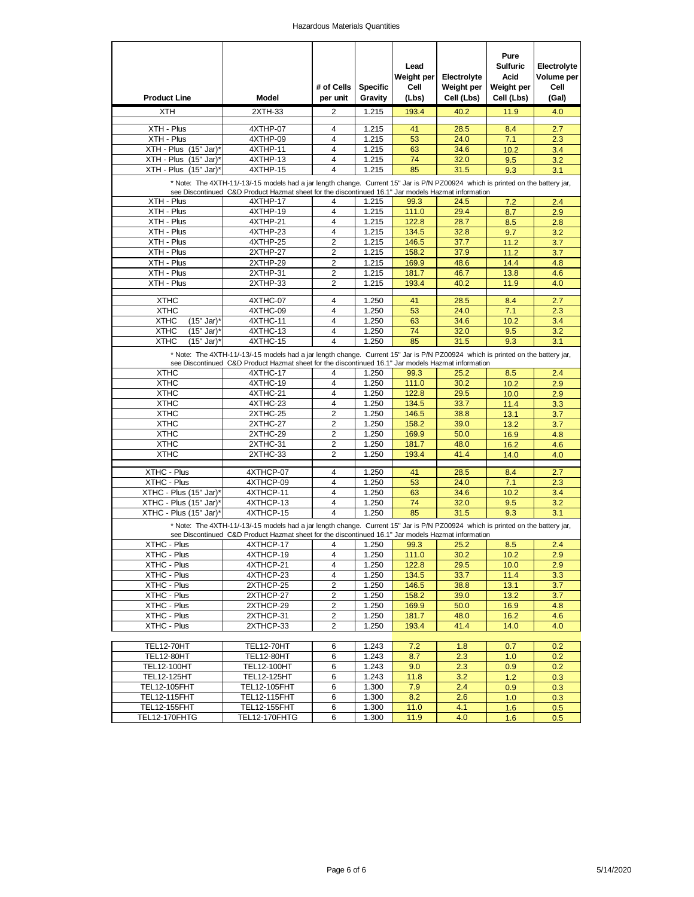Hazardous Materials Quantities

| Product Line | Model | # of Cells per unit | Specific Gravity | Lead Weight per Cell (Lbs) | Electrolyte Weight per Cell (Lbs) | Pure Sulfuric Acid Weight per Cell (Lbs) | Electrolyte Volume per Cell (Gal) |
|---|---|---|---|---|---|---|---|
| XTH | 2XTH-33 | 2 | 1.215 | 193.4 | 40.2 | 11.9 | 4.0 |
| XTH - Plus | 4XTHP-07 | 4 | 1.215 | 41 | 28.5 | 8.4 | 2.7 |
| XTH - Plus | 4XTHP-09 | 4 | 1.215 | 53 | 24.0 | 7.1 | 2.3 |
| XTH - Plus (15" Jar)* | 4XTHP-11 | 4 | 1.215 | 63 | 34.6 | 10.2 | 3.4 |
| XTH - Plus (15" Jar)* | 4XTHP-13 | 4 | 1.215 | 74 | 32.0 | 9.5 | 3.2 |
| XTH - Plus (15" Jar)* | 4XTHP-15 | 4 | 1.215 | 85 | 31.5 | 9.3 | 3.1 |
| * Note: The 4XTH-11/-13/-15 models had a jar length change. Current 15" Jar is P/N PZ00924 which is printed on the battery jar, see Discontinued C&D Product Hazmat sheet for the discontinued 16.1" Jar models Hazmat information | | | | | | | |
| XTH - Plus | 4XTHP-17 | 4 | 1.215 | 99.3 | 24.5 | 7.2 | 2.4 |
| XTH - Plus | 4XTHP-19 | 4 | 1.215 | 111.0 | 29.4 | 8.7 | 2.9 |
| XTH - Plus | 4XTHP-21 | 4 | 1.215 | 122.8 | 28.7 | 8.5 | 2.8 |
| XTH - Plus | 4XTHP-23 | 4 | 1.215 | 134.5 | 32.8 | 9.7 | 3.2 |
| XTH - Plus | 4XTHP-25 | 2 | 1.215 | 146.5 | 37.7 | 11.2 | 3.7 |
| XTH - Plus | 2XTHP-27 | 2 | 1.215 | 158.2 | 37.9 | 11.2 | 3.7 |
| XTH - Plus | 2XTHP-29 | 2 | 1.215 | 169.9 | 48.6 | 14.4 | 4.8 |
| XTH - Plus | 2XTHP-31 | 2 | 1.215 | 181.7 | 46.7 | 13.8 | 4.6 |
| XTH - Plus | 2XTHP-33 | 2 | 1.215 | 193.4 | 40.2 | 11.9 | 4.0 |
| XTHC | 4XTHC-07 | 4 | 1.250 | 41 | 28.5 | 8.4 | 2.7 |
| XTHC | 4XTHC-09 | 4 | 1.250 | 53 | 24.0 | 7.1 | 2.3 |
| XTHC (15" Jar)* | 4XTHC-11 | 4 | 1.250 | 63 | 34.6 | 10.2 | 3.4 |
| XTHC (15" Jar)* | 4XTHC-13 | 4 | 1.250 | 74 | 32.0 | 9.5 | 3.2 |
| XTHC (15" Jar)* | 4XTHC-15 | 4 | 1.250 | 85 | 31.5 | 9.3 | 3.1 |
| * Note: The 4XTH-11/-13/-15 models had a jar length change. Current 15" Jar is P/N PZ00924 which is printed on the battery jar, see Discontinued C&D Product Hazmat sheet for the discontinued 16.1" Jar models Hazmat information | | | | | | | |
| XTHC | 4XTHC-17 | 4 | 1.250 | 99.3 | 25.2 | 8.5 | 2.4 |
| XTHC | 4XTHC-19 | 4 | 1.250 | 111.0 | 30.2 | 10.2 | 2.9 |
| XTHC | 4XTHC-21 | 4 | 1.250 | 122.8 | 29.5 | 10.0 | 2.9 |
| XTHC | 4XTHC-23 | 4 | 1.250 | 134.5 | 33.7 | 11.4 | 3.3 |
| XTHC | 2XTHC-25 | 2 | 1.250 | 146.5 | 38.8 | 13.1 | 3.7 |
| XTHC | 2XTHC-27 | 2 | 1.250 | 158.2 | 39.0 | 13.2 | 3.7 |
| XTHC | 2XTHC-29 | 2 | 1.250 | 169.9 | 50.0 | 16.9 | 4.8 |
| XTHC | 2XTHC-31 | 2 | 1.250 | 181.7 | 48.0 | 16.2 | 4.6 |
| XTHC | 2XTHC-33 | 2 | 1.250 | 193.4 | 41.4 | 14.0 | 4.0 |
| XTHC - Plus | 4XTHCP-07 | 4 | 1.250 | 41 | 28.5 | 8.4 | 2.7 |
| XTHC - Plus | 4XTHCP-09 | 4 | 1.250 | 53 | 24.0 | 7.1 | 2.3 |
| XTHC - Plus (15" Jar)* | 4XTHCP-11 | 4 | 1.250 | 63 | 34.6 | 10.2 | 3.4 |
| XTHC - Plus (15" Jar)* | 4XTHCP-13 | 4 | 1.250 | 74 | 32.0 | 9.5 | 3.2 |
| XTHC - Plus (15" Jar)* | 4XTHCP-15 | 4 | 1.250 | 85 | 31.5 | 9.3 | 3.1 |
| * Note: The 4XTH-11/-13/-15 models had a jar length change. Current 15" Jar is P/N PZ00924 which is printed on the battery jar, see Discontinued C&D Product Hazmat sheet for the discontinued 16.1" Jar models Hazmat information | | | | | | | |
| XTHC - Plus | 4XTHCP-17 | 4 | 1.250 | 99.3 | 25.2 | 8.5 | 2.4 |
| XTHC - Plus | 4XTHCP-19 | 4 | 1.250 | 111.0 | 30.2 | 10.2 | 2.9 |
| XTHC - Plus | 4XTHCP-21 | 4 | 1.250 | 122.8 | 29.5 | 10.0 | 2.9 |
| XTHC - Plus | 4XTHCP-23 | 4 | 1.250 | 134.5 | 33.7 | 11.4 | 3.3 |
| XTHC - Plus | 2XTHCP-25 | 2 | 1.250 | 146.5 | 38.8 | 13.1 | 3.7 |
| XTHC - Plus | 2XTHCP-27 | 2 | 1.250 | 158.2 | 39.0 | 13.2 | 3.7 |
| XTHC - Plus | 2XTHCP-29 | 2 | 1.250 | 169.9 | 50.0 | 16.9 | 4.8 |
| XTHC - Plus | 2XTHCP-31 | 2 | 1.250 | 181.7 | 48.0 | 16.2 | 4.6 |
| XTHC - Plus | 2XTHCP-33 | 2 | 1.250 | 193.4 | 41.4 | 14.0 | 4.0 |
| TEL12-70HT | TEL12-70HT | 6 | 1.243 | 7.2 | 1.8 | 0.7 | 0.2 |
| TEL12-80HT | TEL12-80HT | 6 | 1.243 | 8.7 | 2.3 | 1.0 | 0.2 |
| TEL12-100HT | TEL12-100HT | 6 | 1.243 | 9.0 | 2.3 | 0.9 | 0.2 |
| TEL12-125HT | TEL12-125HT | 6 | 1.243 | 11.8 | 3.2 | 1.2 | 0.3 |
| TEL12-105FHT | TEL12-105FHT | 6 | 1.300 | 7.9 | 2.4 | 0.9 | 0.3 |
| TEL12-115FHT | TEL12-115FHT | 6 | 1.300 | 8.2 | 2.6 | 1.0 | 0.3 |
| TEL12-155FHT | TEL12-155FHT | 6 | 1.300 | 11.0 | 4.1 | 1.6 | 0.5 |
| TEL12-170FHTG | TEL12-170FHTG | 6 | 1.300 | 11.9 | 4.0 | 1.6 | 0.5 |

5/14/2020